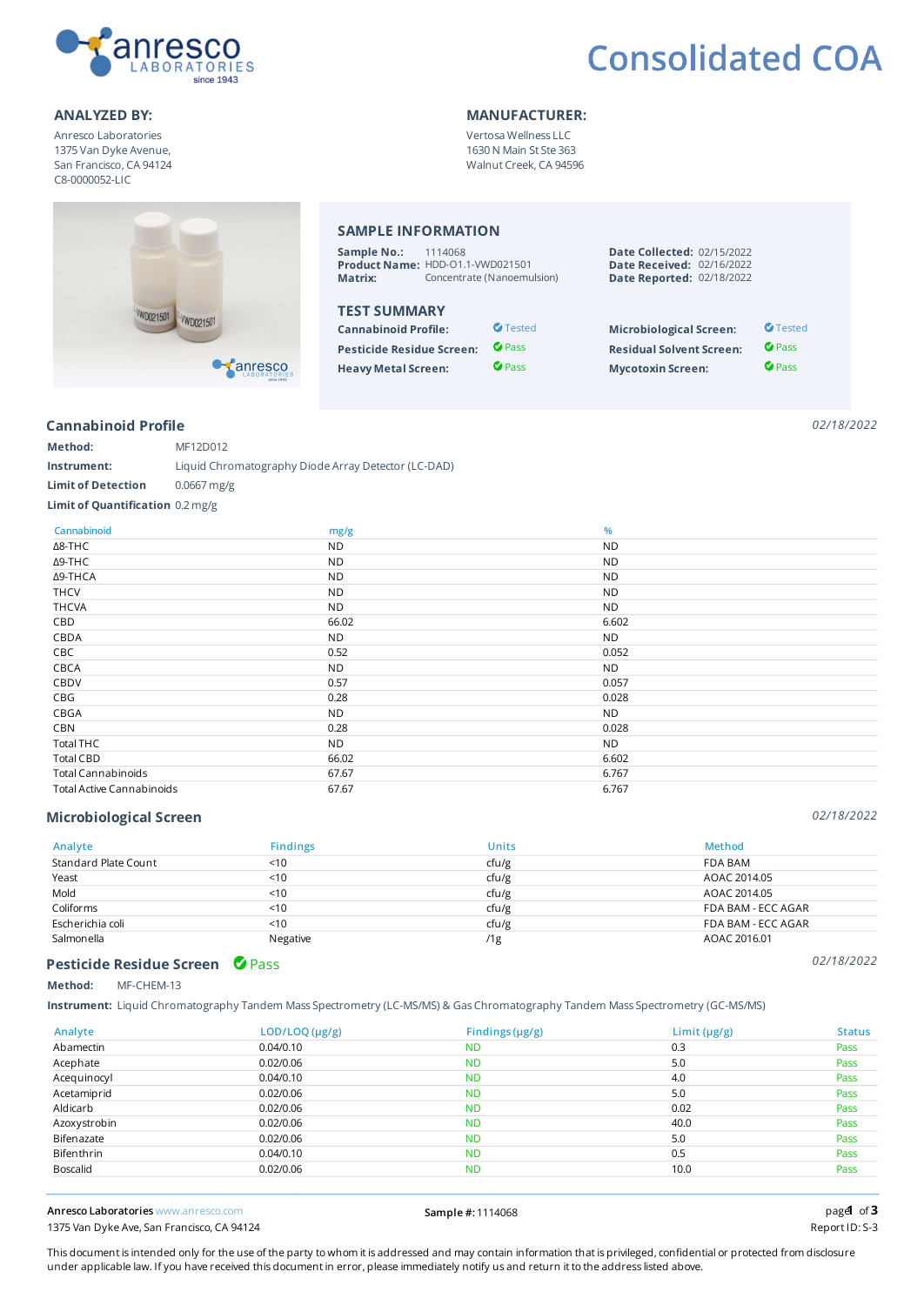# Consolidated COA

**ANALYZED BY:**

Anresco Laboratories
1375 Van Dyke Avenue,
San Francisco, CA 94124
C8-0000052-LIC

**MANUFACTURER:**

Vertosa Wellness LLC
1630 N Main St Ste 363
Walnut Creek, CA 94596

## SAMPLE INFORMATION

**Sample No.:** 1114068
**Product Name:** HDD-O1.1-VWD021501
**Matrix:** Concentrate (Nanoemulsion)

**Date Collected:** 02/15/2022
**Date Received:** 02/16/2022
**Date Reported:** 02/18/2022

## TEST SUMMARY

| | | | |
|---|---|---|---|
| **Cannabinoid Profile:** | Tested | **Microbiological Screen:** | Tested |
| **Pesticide Residue Screen:** | Pass | **Residual Solvent Screen:** | Pass |
| **Heavy Metal Screen:** | Pass | **Mycotoxin Screen:** | Pass |

## Cannabinoid Profile

*02/18/2022*

**Method:** MF12D012
**Instrument:** Liquid Chromatography Diode Array Detector (LC-DAD)
**Limit of Detection** 0.0667 mg/g
**Limit of Quantification** 0.2 mg/g

| Cannabinoid | mg/g | % |
|---|---|---|
| Δ8-THC | ND | ND |
| Δ9-THC | ND | ND |
| Δ9-THCA | ND | ND |
| THCV | ND | ND |
| THCVA | ND | ND |
| CBD | 66.02 | 6.602 |
| CBDA | ND | ND |
| CBC | 0.52 | 0.052 |
| CBCA | ND | ND |
| CBDV | 0.57 | 0.057 |
| CBG | 0.28 | 0.028 |
| CBGA | ND | ND |
| CBN | 0.28 | 0.028 |
| Total THC | ND | ND |
| Total CBD | 66.02 | 6.602 |
| Total Cannabinoids | 67.67 | 6.767 |
| Total Active Cannabinoids | 67.67 | 6.767 |

## Microbiological Screen

*02/18/2022*

| Analyte | Findings | Units | Method |
|---|---|---|---|
| Standard Plate Count | <10 | cfu/g | FDA BAM |
| Yeast | <10 | cfu/g | AOAC 2014.05 |
| Mold | <10 | cfu/g | AOAC 2014.05 |
| Coliforms | <10 | cfu/g | FDA BAM - ECC AGAR |
| Escherichia coli | <10 | cfu/g | FDA BAM - ECC AGAR |
| Salmonella | Negative | /1g | AOAC 2016.01 |

## Pesticide Residue Screen Pass

*02/18/2022*

**Method:** MF-CHEM-13
**Instrument:** Liquid Chromatography Tandem Mass Spectrometry (LC-MS/MS) & Gas Chromatography Tandem Mass Spectrometry (GC-MS/MS)

| Analyte | LOD/LOQ (μg/g) | Findings (μg/g) | Limit (μg/g) | Status |
|---|---|---|---|---|
| Abamectin | 0.04/0.10 | ND | 0.3 | Pass |
| Acephate | 0.02/0.06 | ND | 5.0 | Pass |
| Acequinocyl | 0.04/0.10 | ND | 4.0 | Pass |
| Acetamiprid | 0.02/0.06 | ND | 5.0 | Pass |
| Aldicarb | 0.02/0.06 | ND | 0.02 | Pass |
| Azoxystrobin | 0.02/0.06 | ND | 40.0 | Pass |
| Bifenazate | 0.02/0.06 | ND | 5.0 | Pass |
| Bifenthrin | 0.04/0.10 | ND | 0.5 | Pass |
| Boscalid | 0.02/0.06 | ND | 10.0 | Pass |

Anresco Laboratories www.anresco.com
1375 Van Dyke Ave, San Francisco, CA 94124

**Sample #:** 1114068

Report ID: S-3

This document is intended only for the use of the party to whom it is addressed and may contain information that is privileged, confidential or protected from disclosure under applicable law. If you have received this document in error, please immediately notify us and return it to the address listed above.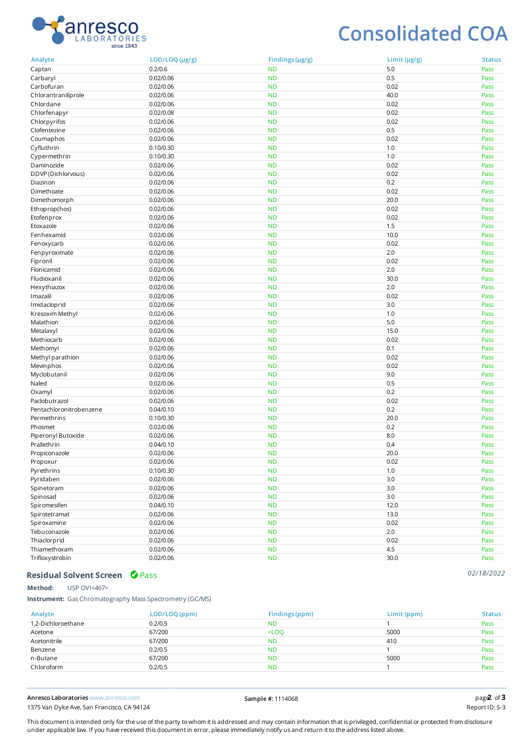# Consolidated COA

| Analyte | LOD/LOQ (µg/g) | Findings (µg/g) | Limit (µg/g) | Status |
|---|---|---|---|---|
| Captan | 0.2/0.6 | ND | 5.0 | Pass |
| Carbaryl | 0.02/0.06 | ND | 0.5 | Pass |
| Carbofuran | 0.02/0.06 | ND | 0.02 | Pass |
| Chlorantraniliprole | 0.02/0.06 | ND | 40.0 | Pass |
| Chlordane | 0.02/0.06 | ND | 0.02 | Pass |
| Chlorfenapyr | 0.02/0.08 | ND | 0.02 | Pass |
| Chlorpyrifos | 0.02/0.06 | ND | 0.02 | Pass |
| Clofentezine | 0.02/0.06 | ND | 0.5 | Pass |
| Coumaphos | 0.02/0.06 | ND | 0.02 | Pass |
| Cyfluthrin | 0.10/0.30 | ND | 1.0 | Pass |
| Cypermethrin | 0.10/0.30 | ND | 1.0 | Pass |
| Daminozide | 0.02/0.06 | ND | 0.02 | Pass |
| DDVP (Dichlorvous) | 0.02/0.06 | ND | 0.02 | Pass |
| Diazinon | 0.02/0.06 | ND | 0.2 | Pass |
| Dimethoate | 0.02/0.06 | ND | 0.02 | Pass |
| Dimethomorph | 0.02/0.06 | ND | 20.0 | Pass |
| Ethoprop(hos) | 0.02/0.06 | ND | 0.02 | Pass |
| Etofenprox | 0.02/0.06 | ND | 0.02 | Pass |
| Etoxazole | 0.02/0.06 | ND | 1.5 | Pass |
| Fenhexamid | 0.02/0.06 | ND | 10.0 | Pass |
| Fenoxycarb | 0.02/0.06 | ND | 0.02 | Pass |
| Fenpyroximate | 0.02/0.06 | ND | 2.0 | Pass |
| Fipronil | 0.02/0.06 | ND | 0.02 | Pass |
| Flonicamid | 0.02/0.06 | ND | 2.0 | Pass |
| Fludioxanil | 0.02/0.06 | ND | 30.0 | Pass |
| Hexythiazox | 0.02/0.06 | ND | 2.0 | Pass |
| Imazalil | 0.02/0.06 | ND | 0.02 | Pass |
| Imidacloprid | 0.02/0.06 | ND | 3.0 | Pass |
| Kresoxim Methyl | 0.02/0.06 | ND | 1.0 | Pass |
| Malathion | 0.02/0.06 | ND | 5.0 | Pass |
| Metalaxyl | 0.02/0.06 | ND | 15.0 | Pass |
| Methiocarb | 0.02/0.06 | ND | 0.02 | Pass |
| Methomyl | 0.02/0.06 | ND | 0.1 | Pass |
| Methyl parathion | 0.02/0.06 | ND | 0.02 | Pass |
| Mevinphos | 0.02/0.06 | ND | 0.02 | Pass |
| Myclobutanil | 0.02/0.06 | ND | 9.0 | Pass |
| Naled | 0.02/0.06 | ND | 0.5 | Pass |
| Oxamyl | 0.02/0.06 | ND | 0.2 | Pass |
| Paclobutrazol | 0.02/0.06 | ND | 0.02 | Pass |
| Pentachloronitrobenzene | 0.04/0.10 | ND | 0.2 | Pass |
| Permethrins | 0.10/0.30 | ND | 20.0 | Pass |
| Phosmet | 0.02/0.06 | ND | 0.2 | Pass |
| Piperonyl Butoxide | 0.02/0.06 | ND | 8.0 | Pass |
| Prallethrin | 0.04/0.10 | ND | 0.4 | Pass |
| Propiconazole | 0.02/0.06 | ND | 20.0 | Pass |
| Propoxur | 0.02/0.06 | ND | 0.02 | Pass |
| Pyrethrins | 0.10/0.30 | ND | 1.0 | Pass |
| Pyridaben | 0.02/0.06 | ND | 3.0 | Pass |
| Spinetoram | 0.02/0.06 | ND | 3.0 | Pass |
| Spinosad | 0.02/0.06 | ND | 3.0 | Pass |
| Spiromesifen | 0.04/0.10 | ND | 12.0 | Pass |
| Spirotetramat | 0.02/0.06 | ND | 13.0 | Pass |
| Spiroxamine | 0.02/0.06 | ND | 0.02 | Pass |
| Tebuconazole | 0.02/0.06 | ND | 2.0 | Pass |
| Thiacloprid | 0.02/0.06 | ND | 0.02 | Pass |
| Thiamethoxam | 0.02/0.06 | ND | 4.5 | Pass |
| Trifloxystrobin | 0.02/0.06 | ND | 30.0 | Pass |

## Residual Solvent Screen ✔ Pass

*02/18/2022*

**Method:** USP OVI<467>

**Instrument:** Gas Chromatography Mass Spectrometry (GC/MS)

| Analyte | LOD/LOQ (ppm) | Findings (ppm) | Limit (ppm) | Status |
|---|---|---|---|---|
| 1,2-Dichloroethane | 0.2/0.5 | ND | 1 | Pass |
| Acetone | 67/200 | <LOQ | 5000 | Pass |
| Acetonitrile | 67/200 | ND | 410 | Pass |
| Benzene | 0.2/0.5 | ND | 1 | Pass |
| n-Butane | 67/200 | ND | 5000 | Pass |
| Chloroform | 0.2/0.5 | ND | 1 | Pass |

**Anresco Laboratories** www.anresco.com
1375 Van Dyke Ave, San Francisco, CA 94124

**Sample #:** 1114068

Report ID: S-3

This document is intended only for the use of the party to whom it is addressed and may contain information that is privileged, confidential or protected from disclosure under applicable law. If you have received this document in error, please immediately notify us and return it to the address listed above.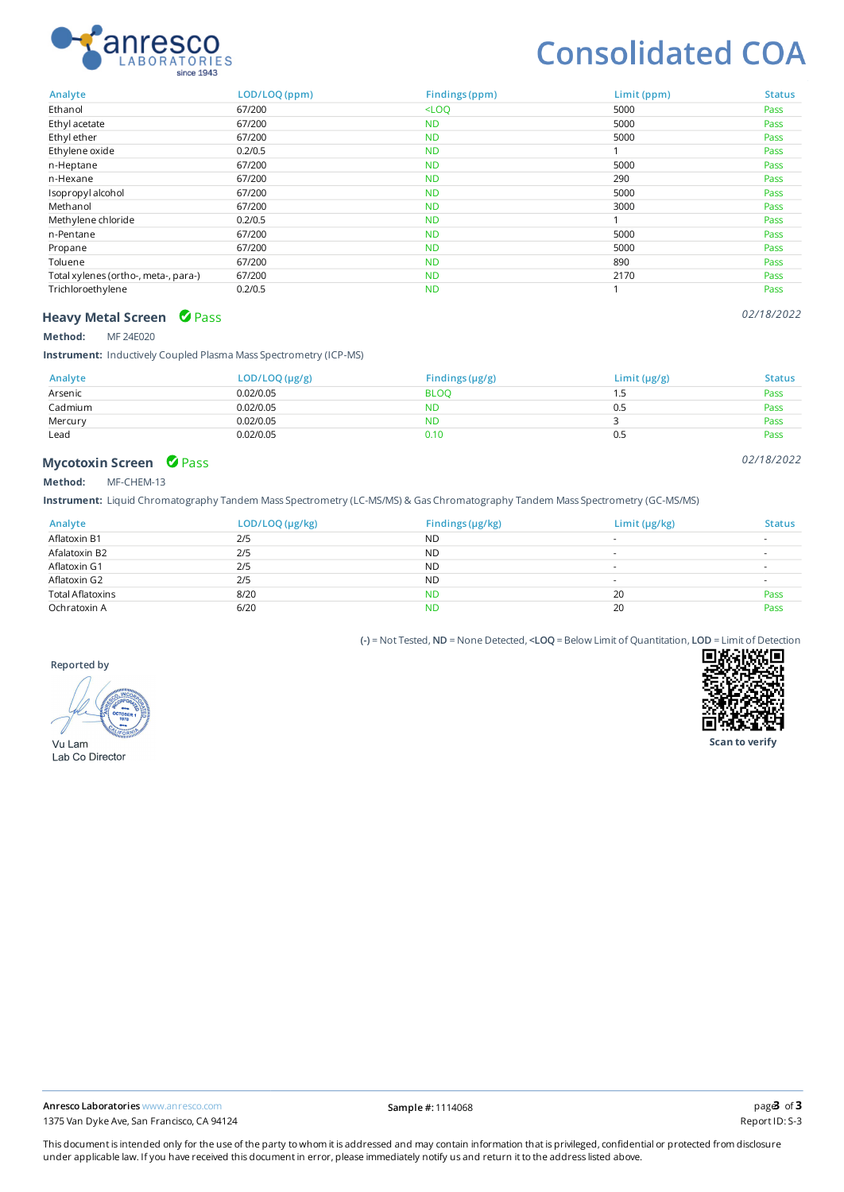# Consolidated COA

| Analyte | LOD/LOQ (ppm) | Findings (ppm) | Limit (ppm) | Status |
|---|---|---|---|---|
| Ethanol | 67/200 | <LOQ | 5000 | Pass |
| Ethyl acetate | 67/200 | ND | 5000 | Pass |
| Ethyl ether | 67/200 | ND | 5000 | Pass |
| Ethylene oxide | 0.2/0.5 | ND | 1 | Pass |
| n-Heptane | 67/200 | ND | 5000 | Pass |
| n-Hexane | 67/200 | ND | 290 | Pass |
| Isopropyl alcohol | 67/200 | ND | 5000 | Pass |
| Methanol | 67/200 | ND | 3000 | Pass |
| Methylene chloride | 0.2/0.5 | ND | 1 | Pass |
| n-Pentane | 67/200 | ND | 5000 | Pass |
| Propane | 67/200 | ND | 5000 | Pass |
| Toluene | 67/200 | ND | 890 | Pass |
| Total xylenes (ortho-, meta-, para-) | 67/200 | ND | 2170 | Pass |
| Trichloroethylene | 0.2/0.5 | ND | 1 | Pass |

## Heavy Metal Screen ✔ Pass

*02/18/2022*

**Method:** MF 24E020

**Instrument:** Inductively Coupled Plasma Mass Spectrometry (ICP-MS)

| Analyte | LOD/LOQ (µg/g) | Findings (µg/g) | Limit (µg/g) | Status |
|---|---|---|---|---|
| Arsenic | 0.02/0.05 | BLOQ | 1.5 | Pass |
| Cadmium | 0.02/0.05 | ND | 0.5 | Pass |
| Mercury | 0.02/0.05 | ND | 3 | Pass |
| Lead | 0.02/0.05 | 0.10 | 0.5 | Pass |

## Mycotoxin Screen ✔ Pass

*02/18/2022*

**Method:** MF-CHEM-13

**Instrument:** Liquid Chromatography Tandem Mass Spectrometry (LC-MS/MS) & Gas Chromatography Tandem Mass Spectrometry (GC-MS/MS)

| Analyte | LOD/LOQ (µg/kg) | Findings (µg/kg) | Limit (µg/kg) | Status |
|---|---|---|---|---|
| Aflatoxin B1 | 2/5 | ND | - | - |
| Afalatoxin B2 | 2/5 | ND | - | - |
| Aflatoxin G1 | 2/5 | ND | - | - |
| Aflatoxin G2 | 2/5 | ND | - | - |
| Total Aflatoxins | 8/20 | ND | 20 | Pass |
| Ochratoxin A | 6/20 | ND | 20 | Pass |

**(-)** = Not Tested, **ND** = None Detected, **<LOQ** = Below Limit of Quantitation, **LOD** = Limit of Detection

Reported by

Vu Lam
Lab Co Director

**Scan to verify**

**Anresco Laboratories** www.anresco.com
1375 Van Dyke Ave, San Francisco, CA 94124

**Sample #:** 1114068

Report ID: S-3

This document is intended only for the use of the party to whom it is addressed and may contain information that is privileged, confidential or protected from disclosure under applicable law. If you have received this document in error, please immediately notify us and return it to the address listed above.